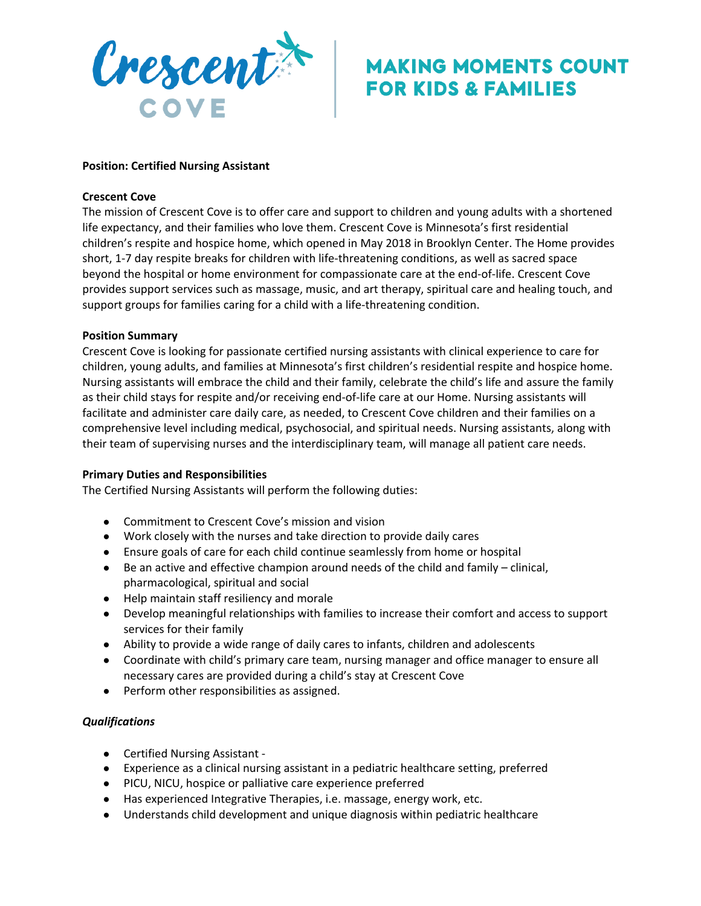Crescent COVE

MAKING MOMENTS COUNT FOR KIDS & FAMILIES

**Position: Certified Nursing Assistant**

**Crescent Cove**

The mission of Crescent Cove is to offer care and support to children and young adults with a shortened life expectancy, and their families who love them. Crescent Cove is Minnesota's first residential children's respite and hospice home, which opened in May 2018 in Brooklyn Center. The Home provides short, 1-7 day respite breaks for children with life-threatening conditions, as well as sacred space beyond the hospital or home environment for compassionate care at the end-of-life. Crescent Cove provides support services such as massage, music, and art therapy, spiritual care and healing touch, and support groups for families caring for a child with a life-threatening condition.

**Position Summary**

Crescent Cove is looking for passionate certified nursing assistants with clinical experience to care for children, young adults, and families at Minnesota's first children's residential respite and hospice home. Nursing assistants will embrace the child and their family, celebrate the child's life and assure the family as their child stays for respite and/or receiving end-of-life care at our Home. Nursing assistants will facilitate and administer care daily care, as needed, to Crescent Cove children and their families on a comprehensive level including medical, psychosocial, and spiritual needs. Nursing assistants, along with their team of supervising nurses and the interdisciplinary team, will manage all patient care needs.

**Primary Duties and Responsibilities**

The Certified Nursing Assistants will perform the following duties:

- Commitment to Crescent Cove's mission and vision
- Work closely with the nurses and take direction to provide daily cares
- Ensure goals of care for each child continue seamlessly from home or hospital
- Be an active and effective champion around needs of the child and family – clinical, pharmacological, spiritual and social
- Help maintain staff resiliency and morale
- Develop meaningful relationships with families to increase their comfort and access to support services for their family
- Ability to provide a wide range of daily cares to infants, children and adolescents
- Coordinate with child's primary care team, nursing manager and office manager to ensure all necessary cares are provided during a child's stay at Crescent Cove
- Perform other responsibilities as assigned.

***Qualifications***

- Certified Nursing Assistant -
- Experience as a clinical nursing assistant in a pediatric healthcare setting, preferred
- PICU, NICU, hospice or palliative care experience preferred
- Has experienced Integrative Therapies, i.e. massage, energy work, etc.
- Understands child development and unique diagnosis within pediatric healthcare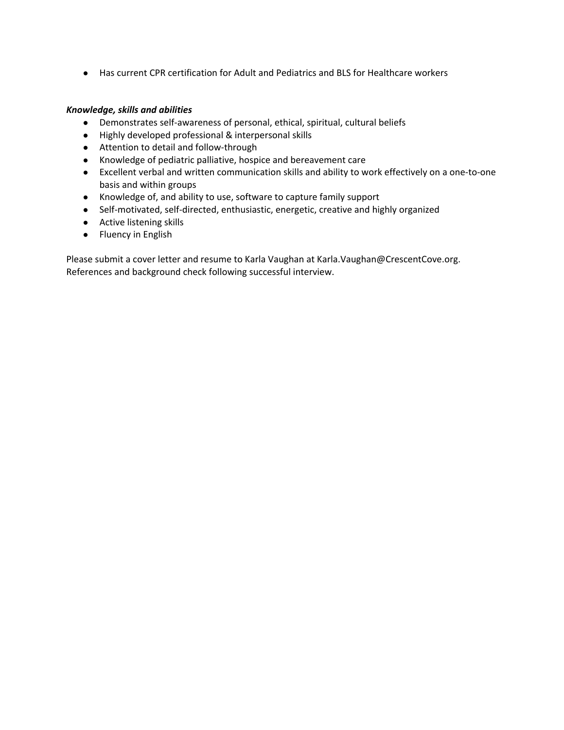- Has current CPR certification for Adult and Pediatrics and BLS for Healthcare workers

***Knowledge, skills and abilities***

- Demonstrates self-awareness of personal, ethical, spiritual, cultural beliefs
- Highly developed professional & interpersonal skills
- Attention to detail and follow-through
- Knowledge of pediatric palliative, hospice and bereavement care
- Excellent verbal and written communication skills and ability to work effectively on a one-to-one basis and within groups
- Knowledge of, and ability to use, software to capture family support
- Self-motivated, self-directed, enthusiastic, energetic, creative and highly organized
- Active listening skills
- Fluency in English

Please submit a cover letter and resume to Karla Vaughan at Karla.Vaughan@CrescentCove.org. References and background check following successful interview.